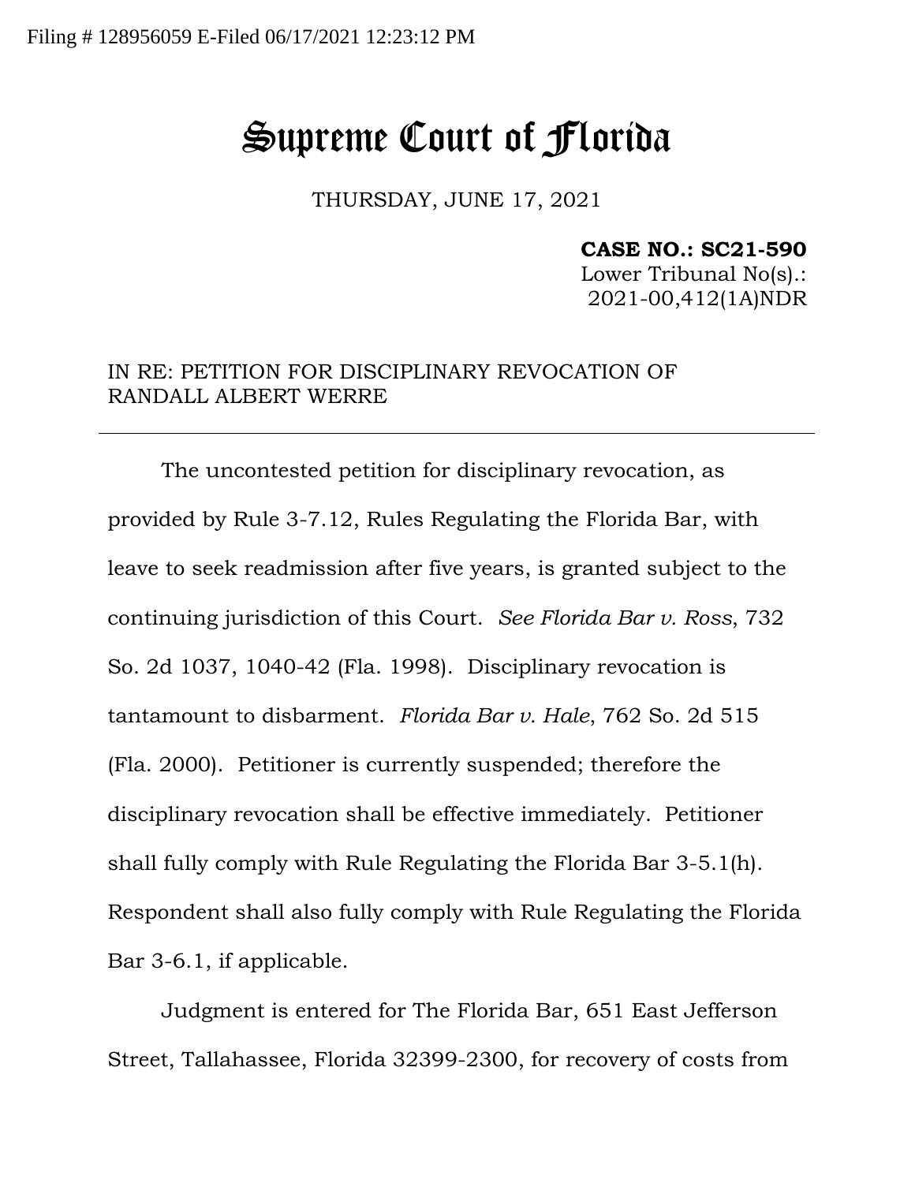Filing # 128956059 E-Filed 06/17/2021 12:23:12 PM

# Supreme Court of Florida

THURSDAY, JUNE 17, 2021

**CASE NO.: SC21-590**
Lower Tribunal No(s).:
2021-00,412(1A)NDR

IN RE: PETITION FOR DISCIPLINARY REVOCATION OF RANDALL ALBERT WERRE

---

The uncontested petition for disciplinary revocation, as provided by Rule 3-7.12, Rules Regulating the Florida Bar, with leave to seek readmission after five years, is granted subject to the continuing jurisdiction of this Court. *See Florida Bar v. Ross*, 732 So. 2d 1037, 1040-42 (Fla. 1998). Disciplinary revocation is tantamount to disbarment. *Florida Bar v. Hale*, 762 So. 2d 515 (Fla. 2000). Petitioner is currently suspended; therefore the disciplinary revocation shall be effective immediately. Petitioner shall fully comply with Rule Regulating the Florida Bar 3-5.1(h). Respondent shall also fully comply with Rule Regulating the Florida Bar 3-6.1, if applicable.

Judgment is entered for The Florida Bar, 651 East Jefferson Street, Tallahassee, Florida 32399-2300, for recovery of costs from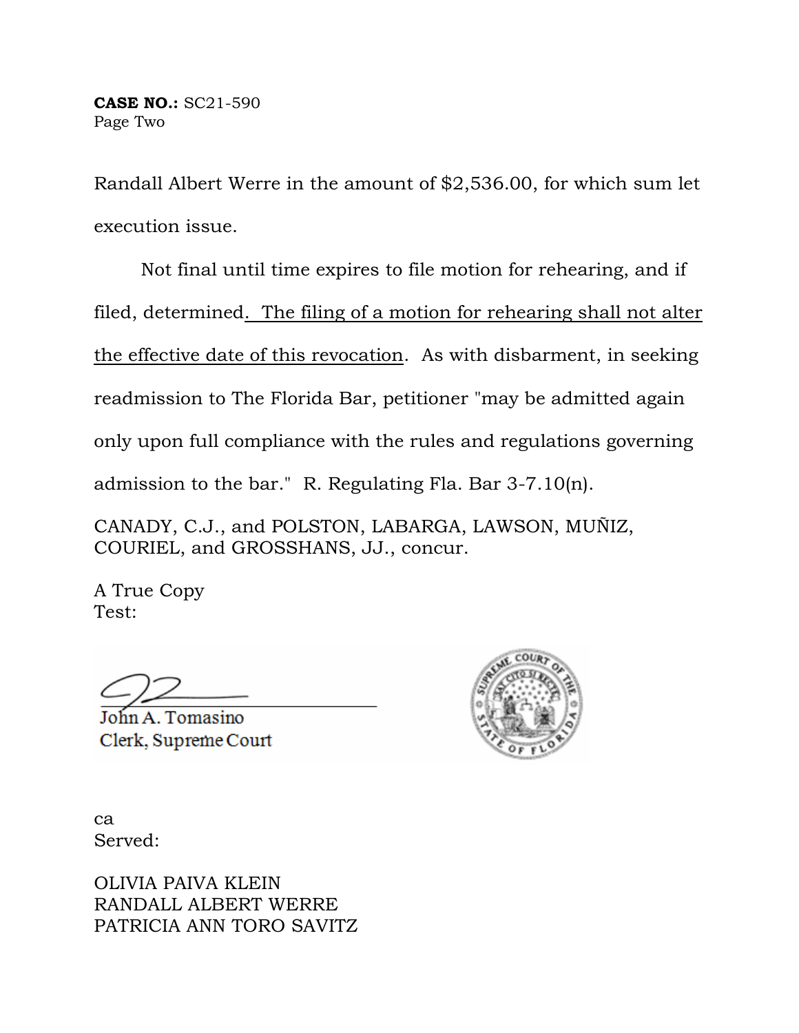Randall Albert Werre in the amount of $2,536.00, for which sum let execution issue.

Not final until time expires to file motion for rehearing, and if filed, determined. The filing of a motion for rehearing shall not alter the effective date of this revocation. As with disbarment, in seeking readmission to The Florida Bar, petitioner "may be admitted again only upon full compliance with the rules and regulations governing admission to the bar." R. Regulating Fla. Bar 3-7.10(n).

CANADY, C.J., and POLSTON, LABARGA, LAWSON, MUÑIZ, COURIEL, and GROSSHANS, JJ., concur.

A True Copy
Test:

John A. Tomasino
Clerk, Supreme Court

ca
Served:

OLIVIA PAIVA KLEIN
RANDALL ALBERT WERRE
PATRICIA ANN TORO SAVITZ